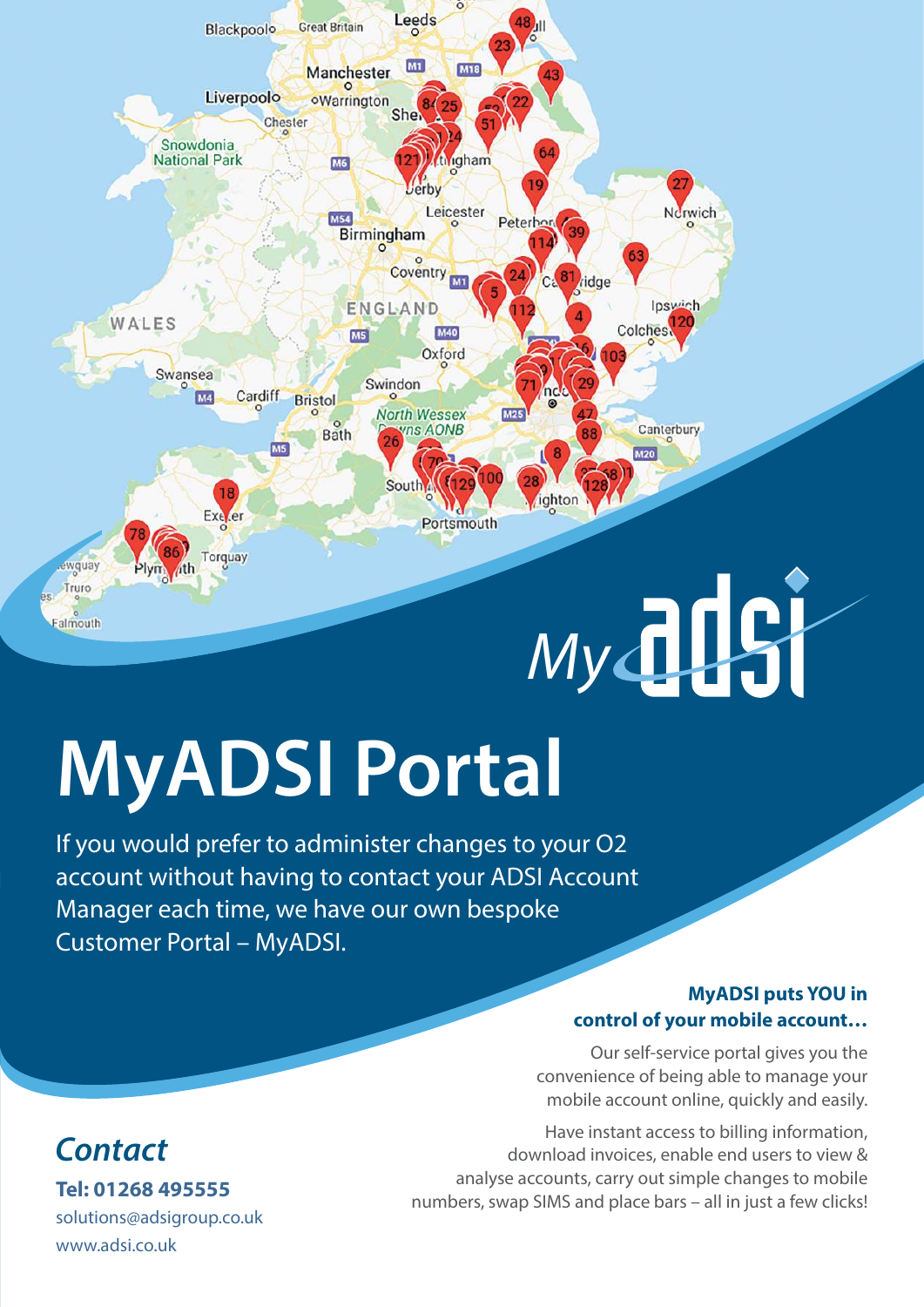# MyADSI Portal

If you would prefer to administer changes to your O2 account without having to contact your ADSI Account Manager each time, we have our own bespoke Customer Portal – MyADSI.

**MyADSI puts YOU in control of your mobile account…**

Our self-service portal gives you the convenience of being able to manage your mobile account online, quickly and easily.

Have instant access to billing information, download invoices, enable end users to view & analyse accounts, carry out simple changes to mobile numbers, swap SIMS and place bars – all in just a few clicks!

## *Contact*

**Tel: 01268 495555**

solutions@adsigroup.co.uk

www.adsi.co.uk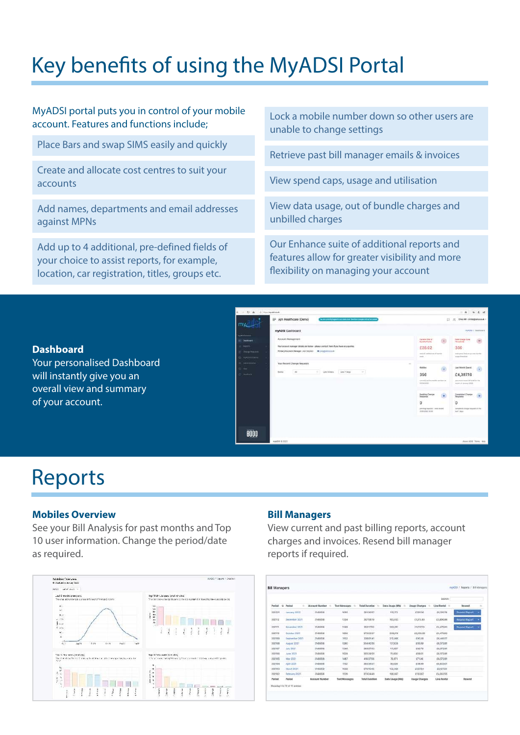# Key benefits of using the MyADSI Portal

MyADSI portal puts you in control of your mobile account. Features and functions include;

- Place Bars and swap SIMS easily and quickly
- Create and allocate cost centres to suit your accounts
- Add names, departments and email addresses against MPNs
- Add up to 4 additional, pre-defined fields of your choice to assist reports, for example, location, car registration, titles, groups etc.
- Lock a mobile number down so other users are unable to change settings
- Retrieve past bill manager emails & invoices
- View spend caps, usage and utilisation
- View data usage, out of bundle charges and unbilled charges
- Our Enhance suite of additional reports and features allow for greater visibility and more flexibility on managing your account

**Dashboard**

Your personalised Dashboard will instantly give you an overall view and summary of your account.

# Reports

### Mobiles Overview

See your Bill Analysis for past months and Top 10 user information. Change the period/date as required.

### Bill Managers

View current and past billing reports, account charges and invoices. Resend bill manager reports if required.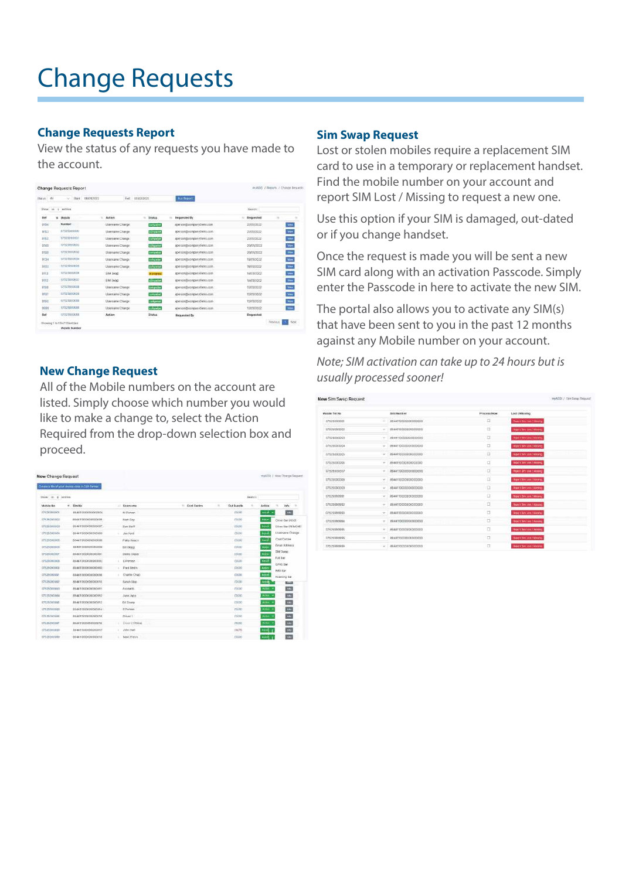# Change Requests

## Change Requests Report

View the status of any requests you have made to the account.

## New Change Request

All of the Mobile numbers on the account are listed. Simply choose which number you would like to make a change to, select the Action Required from the drop-down selection box and proceed.

## Sim Swap Request

Lost or stolen mobiles require a replacement SIM card to use in a temporary or replacement handset. Find the mobile number on your account and report SIM Lost / Missing to request a new one.

Use this option if your SIM is damaged, out-dated or if you change handset.

Once the request is made you will be sent a new SIM card along with an activation Passcode. Simply enter the Passcode in here to activate the new SIM.

The portal also allows you to activate any SIM(s) that have been sent to you in the past 12 months against any Mobile number on your account.

*Note; SIM activation can take up to 24 hours but is usually processed sooner!*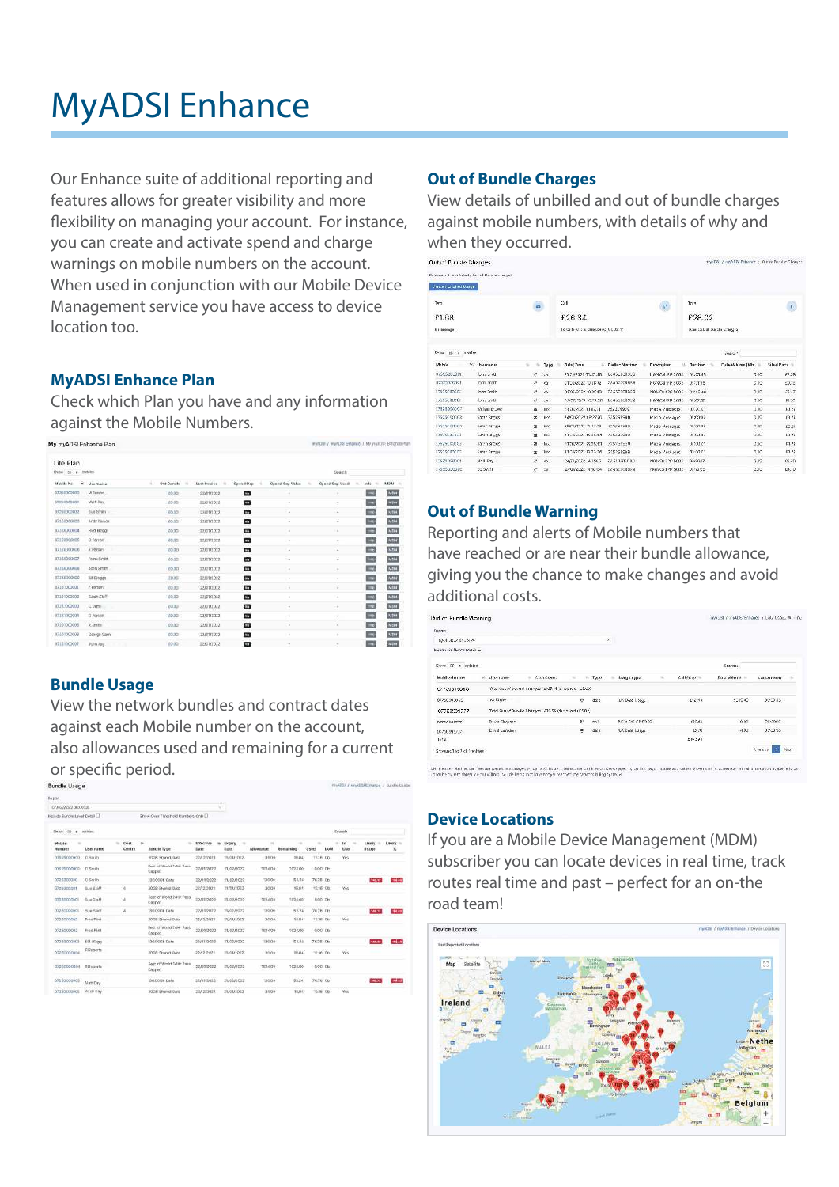# MyADSI Enhance

Our Enhance suite of additional reporting and features allows for greater visibility and more flexibility on managing your account. For instance, you can create and activate spend and charge warnings on mobile numbers on the account. When used in conjunction with our Mobile Device Management service you have access to device location too.

## MyADSI Enhance Plan

Check which Plan you have and any information against the Mobile Numbers.

## Bundle Usage

View the network bundles and contract dates against each Mobile number on the account, also allowances used and remaining for a current or specific period.

## Out of Bundle Charges

View details of unbilled and out of bundle charges against mobile numbers, with details of why and when they occurred.

## Out of Bundle Warning

Reporting and alerts of Mobile numbers that have reached or are near their bundle allowance, giving you the chance to make changes and avoid additional costs.

## Device Locations

If you are a Mobile Device Management (MDM) subscriber you can locate devices in real time, track routes real time and past – perfect for an on-the road team!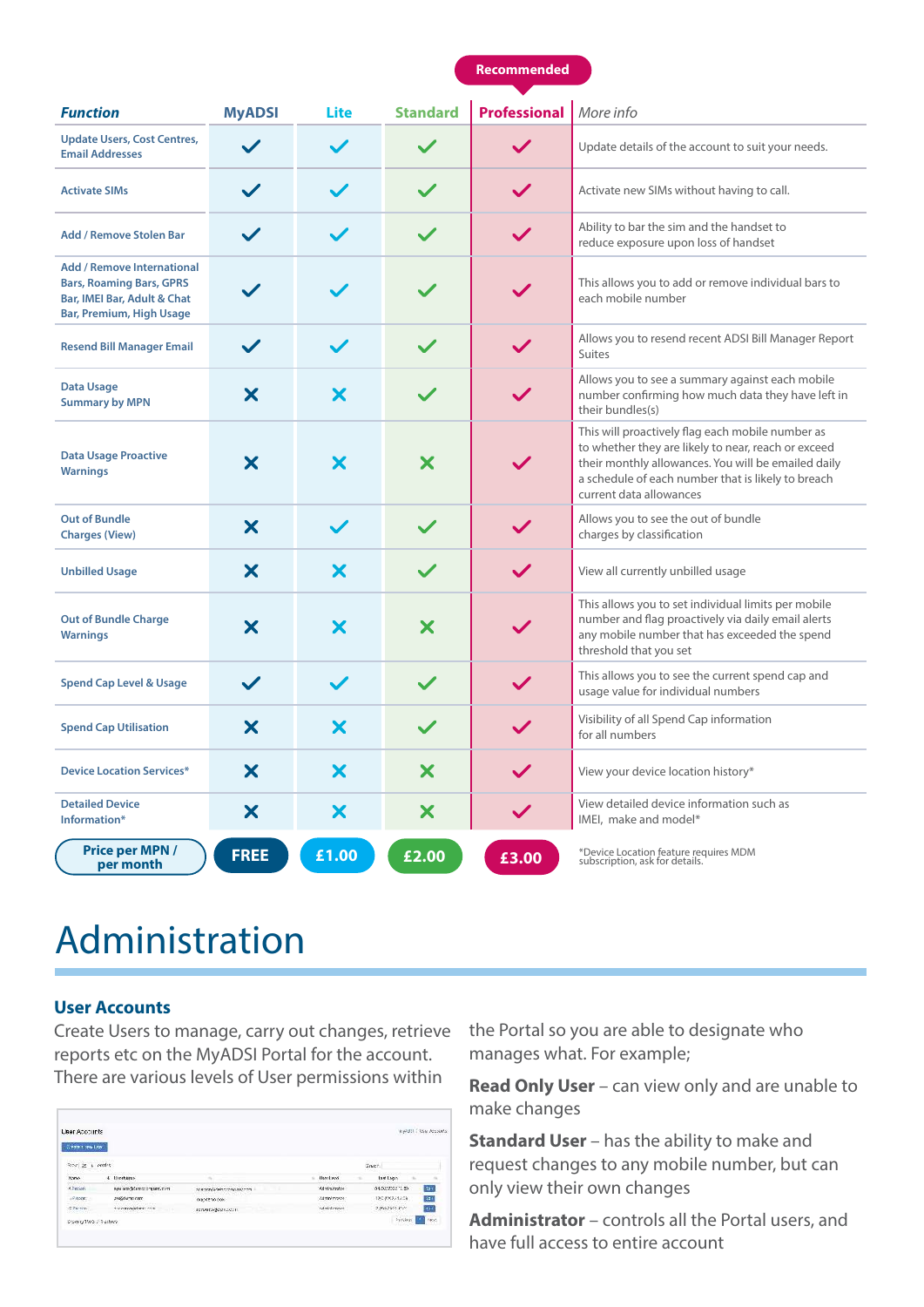| *Function* | MyADSI | Lite | Standard | Professional (Recommended) | *More info* |
|---|---|---|---|---|---|
| Update Users, Cost Centres, Email Addresses | ✓ | ✓ | ✓ | ✓ | Update details of the account to suit your needs. |
| Activate SIMs | ✓ | ✓ | ✓ | ✓ | Activate new SIMs without having to call. |
| Add / Remove Stolen Bar | ✓ | ✓ | ✓ | ✓ | Ability to bar the sim and the handset to reduce exposure upon loss of handset |
| Add / Remove International Bars, Roaming Bars, GPRS Bar, IMEI Bar, Adult & Chat Bar, Premium, High Usage | ✓ | ✓ | ✓ | ✓ | This allows you to add or remove individual bars to each mobile number |
| Resend Bill Manager Email | ✓ | ✓ | ✓ | ✓ | Allows you to resend recent ADSI Bill Manager Report Suites |
| Data Usage Summary by MPN | ✗ | ✗ | ✓ | ✓ | Allows you to see a summary against each mobile number confirming how much data they have left in their bundles(s) |
| Data Usage Proactive Warnings | ✗ | ✗ | ✗ | ✓ | This will proactively flag each mobile number as to whether they are likely to near, reach or exceed their monthly allowances. You will be emailed daily a schedule of each number that is likely to breach current data allowances |
| Out of Bundle Charges (View) | ✗ | ✓ | ✓ | ✓ | Allows you to see the out of bundle charges by classification |
| Unbilled Usage | ✗ | ✗ | ✓ | ✓ | View all currently unbilled usage |
| Out of Bundle Charge Warnings | ✗ | ✗ | ✗ | ✓ | This allows you to set individual limits per mobile number and flag proactively via daily email alerts any mobile number that has exceeded the spend threshold that you set |
| Spend Cap Level & Usage | ✓ | ✓ | ✓ | ✓ | This allows you to see the current spend cap and usage value for individual numbers |
| Spend Cap Utilisation | ✗ | ✗ | ✓ | ✓ | Visibility of all Spend Cap information for all numbers |
| Device Location Services* | ✗ | ✗ | ✗ | ✓ | View your device location history* |
| Detailed Device Information* | ✗ | ✗ | ✗ | ✓ | View detailed device information such as IMEI, make and model* |
| **Price per MPN / per month** | **FREE** | **£1.00** | **£2.00** | **£3.00** | *Device Location feature requires MDM subscription, ask for details. |

# Administration

### User Accounts

Create Users to manage, carry out changes, retrieve reports etc on the MyADSI Portal for the account. There are various levels of User permissions within the Portal so you are able to designate who manages what. For example;

**Read Only User** – can view only and are unable to make changes

**Standard User** – has the ability to make and request changes to any mobile number, but can only view their own changes

**Administrator** – controls all the Portal users, and have full access to entire account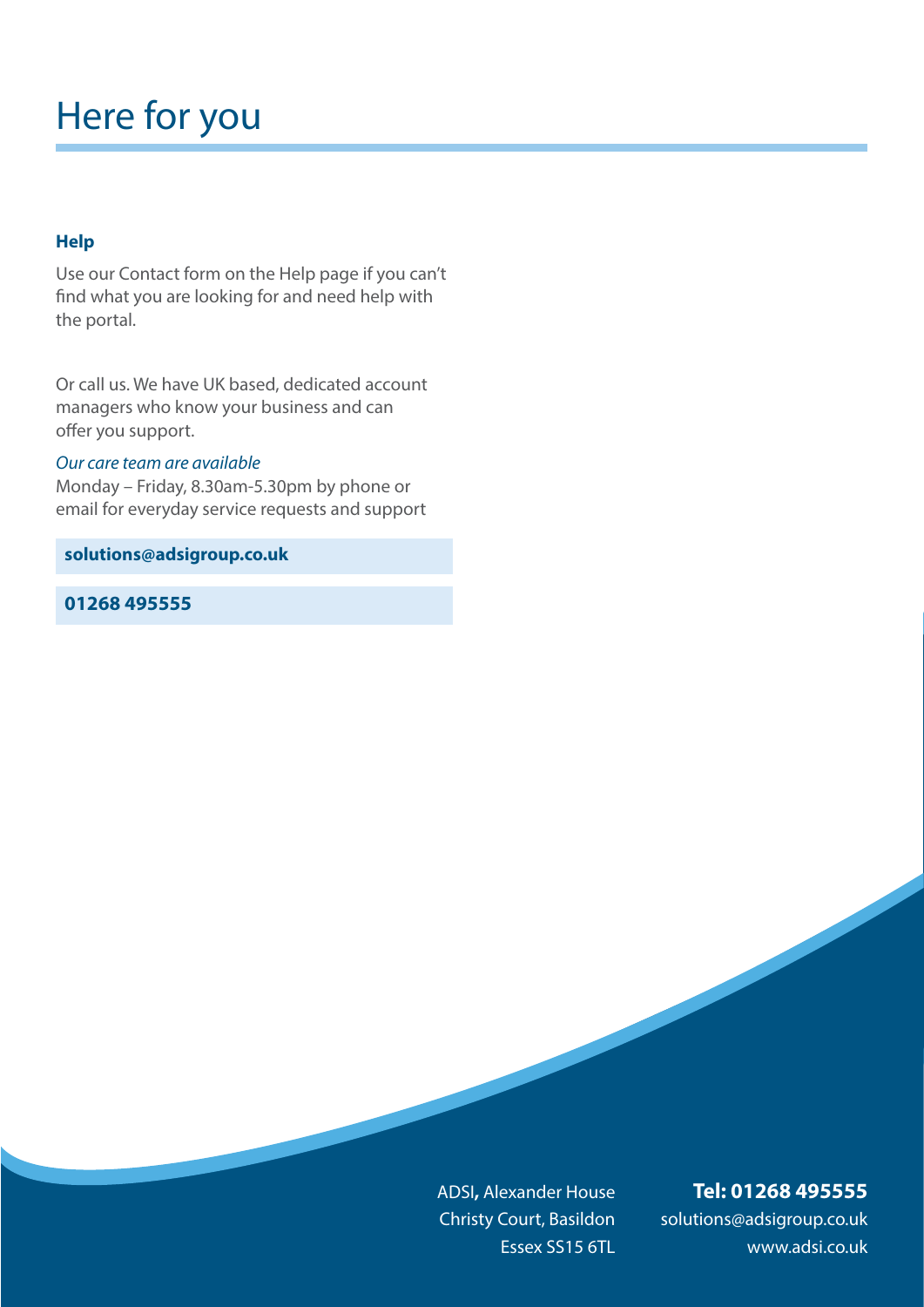# Here for you

### Help

Use our Contact form on the Help page if you can't find what you are looking for and need help with the portal.

Or call us. We have UK based, dedicated account managers who know your business and can offer you support.

*Our care team are available*
Monday – Friday, 8.30am-5.30pm by phone or email for everyday service requests and support

**solutions@adsigroup.co.uk**

**01268 495555**

ADSI, Alexander House
Christy Court, Basildon
Essex SS15 6TL

**Tel: 01268 495555**
solutions@adsigroup.co.uk
www.adsi.co.uk